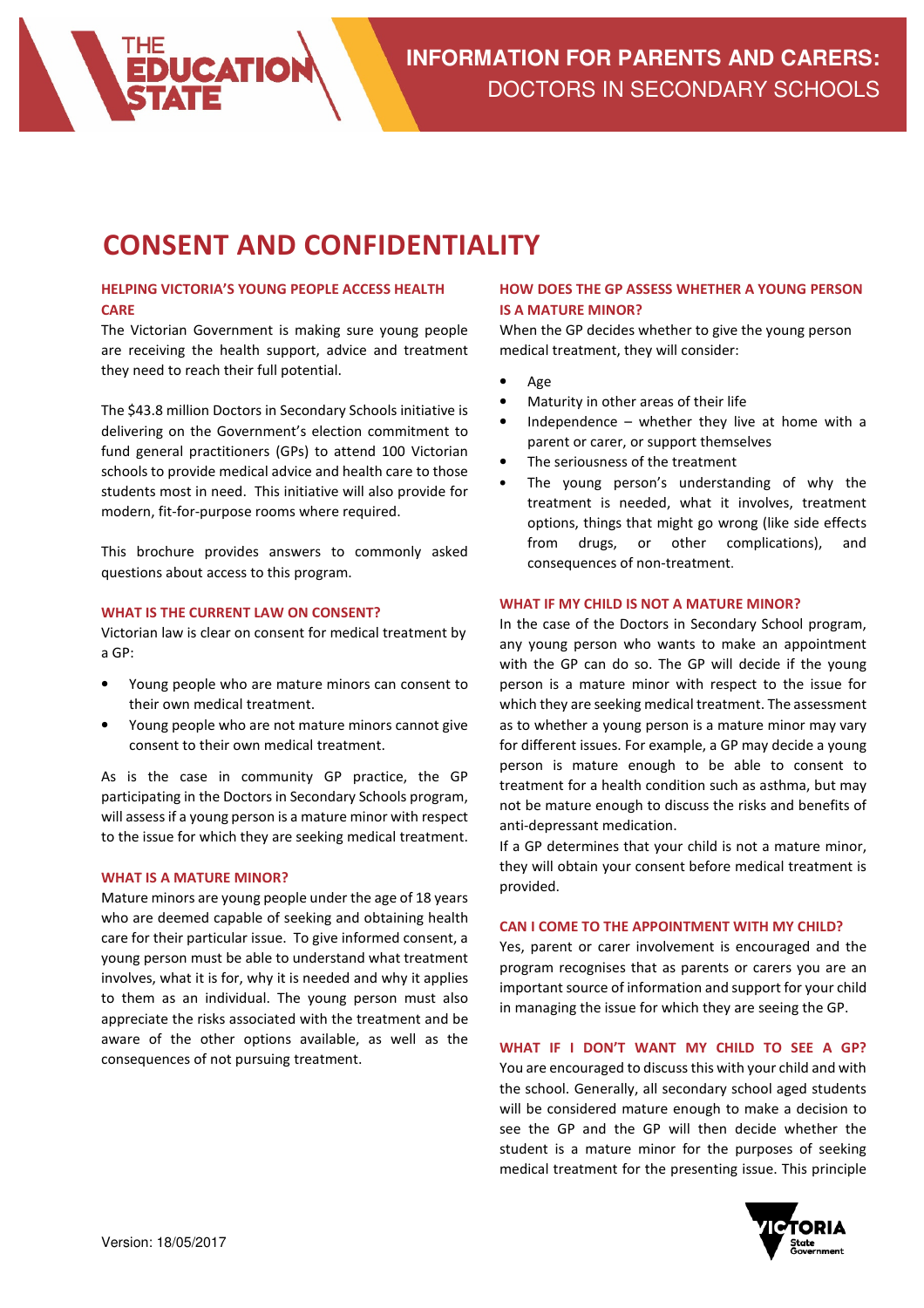# INFORMATION FOR PARENTS AND CARERS: DOCTORS IN SECONDARY SCHOOLS

## CONSENT AND CONFIDENTIALITY

### HELPING VICTORIA'S YOUNG PEOPLE ACCESS HEALTH CARE

The Victorian Government is making sure young people are receiving the health support, advice and treatment they need to reach their full potential.

The $43.8 million Doctors in Secondary Schools initiative is delivering on the Government's election commitment to fund general practitioners (GPs) to attend 100 Victorian schools to provide medical advice and health care to those students most in need. This initiative will also provide for modern, fit-for-purpose rooms where required.

This brochure provides answers to commonly asked questions about access to this program.

### WHAT IS THE CURRENT LAW ON CONSENT?

Victorian law is clear on consent for medical treatment by a GP:

- Young people who are mature minors can consent to their own medical treatment.
- Young people who are not mature minors cannot give consent to their own medical treatment.

As is the case in community GP practice, the GP participating in the Doctors in Secondary Schools program, will assess if a young person is a mature minor with respect to the issue for which they are seeking medical treatment.

### WHAT IS A MATURE MINOR?

Mature minors are young people under the age of 18 years who are deemed capable of seeking and obtaining health care for their particular issue. To give informed consent, a young person must be able to understand what treatment involves, what it is for, why it is needed and why it applies to them as an individual. The young person must also appreciate the risks associated with the treatment and be aware of the other options available, as well as the consequences of not pursuing treatment.

### HOW DOES THE GP ASSESS WHETHER A YOUNG PERSON IS A MATURE MINOR?

When the GP decides whether to give the young person medical treatment, they will consider:

- Age
- Maturity in other areas of their life
- Independence – whether they live at home with a parent or carer, or support themselves
- The seriousness of the treatment
- The young person's understanding of why the treatment is needed, what it involves, treatment options, things that might go wrong (like side effects from drugs, or other complications), and consequences of non-treatment.

### WHAT IF MY CHILD IS NOT A MATURE MINOR?

In the case of the Doctors in Secondary School program, any young person who wants to make an appointment with the GP can do so. The GP will decide if the young person is a mature minor with respect to the issue for which they are seeking medical treatment. The assessment as to whether a young person is a mature minor may vary for different issues. For example, a GP may decide a young person is mature enough to be able to consent to treatment for a health condition such as asthma, but may not be mature enough to discuss the risks and benefits of anti-depressant medication.

If a GP determines that your child is not a mature minor, they will obtain your consent before medical treatment is provided.

### CAN I COME TO THE APPOINTMENT WITH MY CHILD?

Yes, parent or carer involvement is encouraged and the program recognises that as parents or carers you are an important source of information and support for your child in managing the issue for which they are seeing the GP.

### WHAT IF I DON'T WANT MY CHILD TO SEE A GP?

You are encouraged to discuss this with your child and with the school. Generally, all secondary school aged students will be considered mature enough to make a decision to see the GP and the GP will then decide whether the student is a mature minor for the purposes of seeking medical treatment for the presenting issue. This principle

Version: 18/05/2017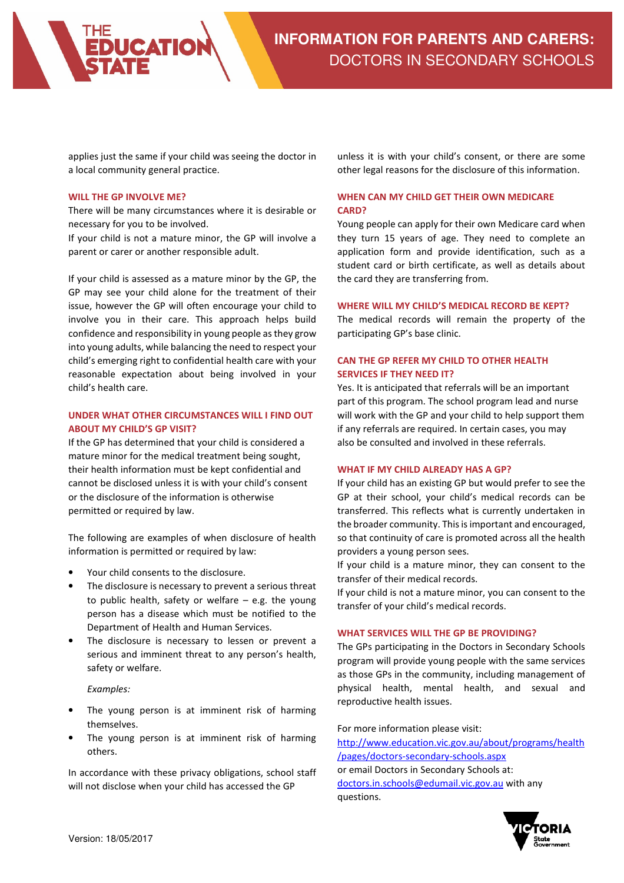applies just the same if your child was seeing the doctor in a local community general practice.

### WILL THE GP INVOLVE ME?

There will be many circumstances where it is desirable or necessary for you to be involved.

If your child is not a mature minor, the GP will involve a parent or carer or another responsible adult.

If your child is assessed as a mature minor by the GP, the GP may see your child alone for the treatment of their issue, however the GP will often encourage your child to involve you in their care. This approach helps build confidence and responsibility in young people as they grow into young adults, while balancing the need to respect your child's emerging right to confidential health care with your reasonable expectation about being involved in your child's health care.

### UNDER WHAT OTHER CIRCUMSTANCES WILL I FIND OUT ABOUT MY CHILD'S GP VISIT?

If the GP has determined that your child is considered a mature minor for the medical treatment being sought, their health information must be kept confidential and cannot be disclosed unless it is with your child's consent or the disclosure of the information is otherwise permitted or required by law.

The following are examples of when disclosure of health information is permitted or required by law:

- Your child consents to the disclosure.
- The disclosure is necessary to prevent a serious threat to public health, safety or welfare – e.g. the young person has a disease which must be notified to the Department of Health and Human Services.
- The disclosure is necessary to lessen or prevent a serious and imminent threat to any person's health, safety or welfare.

  *Examples:*

- The young person is at imminent risk of harming themselves.
- The young person is at imminent risk of harming others.

In accordance with these privacy obligations, school staff will not disclose when your child has accessed the GP unless it is with your child's consent, or there are some other legal reasons for the disclosure of this information.

### WHEN CAN MY CHILD GET THEIR OWN MEDICARE CARD?

Young people can apply for their own Medicare card when they turn 15 years of age. They need to complete an application form and provide identification, such as a student card or birth certificate, as well as details about the card they are transferring from.

### WHERE WILL MY CHILD'S MEDICAL RECORD BE KEPT?

The medical records will remain the property of the participating GP's base clinic.

### CAN THE GP REFER MY CHILD TO OTHER HEALTH SERVICES IF THEY NEED IT?

Yes. It is anticipated that referrals will be an important part of this program. The school program lead and nurse will work with the GP and your child to help support them if any referrals are required. In certain cases, you may also be consulted and involved in these referrals.

### WHAT IF MY CHILD ALREADY HAS A GP?

If your child has an existing GP but would prefer to see the GP at their school, your child's medical records can be transferred. This reflects what is currently undertaken in the broader community. This is important and encouraged, so that continuity of care is promoted across all the health providers a young person sees.

If your child is a mature minor, they can consent to the transfer of their medical records.

If your child is not a mature minor, you can consent to the transfer of your child's medical records.

### WHAT SERVICES WILL THE GP BE PROVIDING?

The GPs participating in the Doctors in Secondary Schools program will provide young people with the same services as those GPs in the community, including management of physical health, mental health, and sexual and reproductive health issues.

For more information please visit:
http://www.education.vic.gov.au/about/programs/health/pages/doctors-secondary-schools.aspx
or email Doctors in Secondary Schools at:
doctors.in.schools@edumail.vic.gov.au with any questions.

Version: 18/05/2017